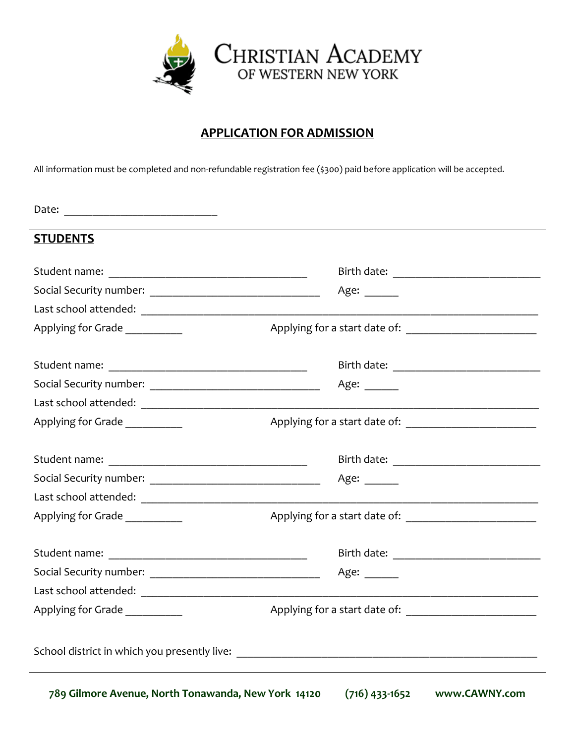# CHRISTIAN ACADEMY
## OF WESTERN NEW YORK

## APPLICATION FOR ADMISSION

All information must be completed and non-refundable registration fee ($300) paid before application will be accepted.

Date: ___________________________

### STUDENTS

Student name: ___________________________________ Birth date: __________________________

Social Security number: ______________________________ Age: ______

Last school attended: _______________________________________________________________________

Applying for Grade __________ Applying for a start date of: _______________________

Student name: ___________________________________ Birth date: __________________________

Social Security number: ______________________________ Age: ______

Last school attended: _______________________________________________________________________

Applying for Grade __________ Applying for a start date of: _______________________

Student name: ___________________________________ Birth date: __________________________

Social Security number: ______________________________ Age: ______

Last school attended: _______________________________________________________________________

Applying for Grade __________ Applying for a start date of: _______________________

Student name: ___________________________________ Birth date: __________________________

Social Security number: ______________________________ Age: ______

Last school attended: _______________________________________________________________________

Applying for Grade __________ Applying for a start date of: _______________________

School district in which you presently live: _______________________________________________

**789 Gilmore Avenue, North Tonawanda, New York 14120 (716) 433-1652 www.CAWNY.com**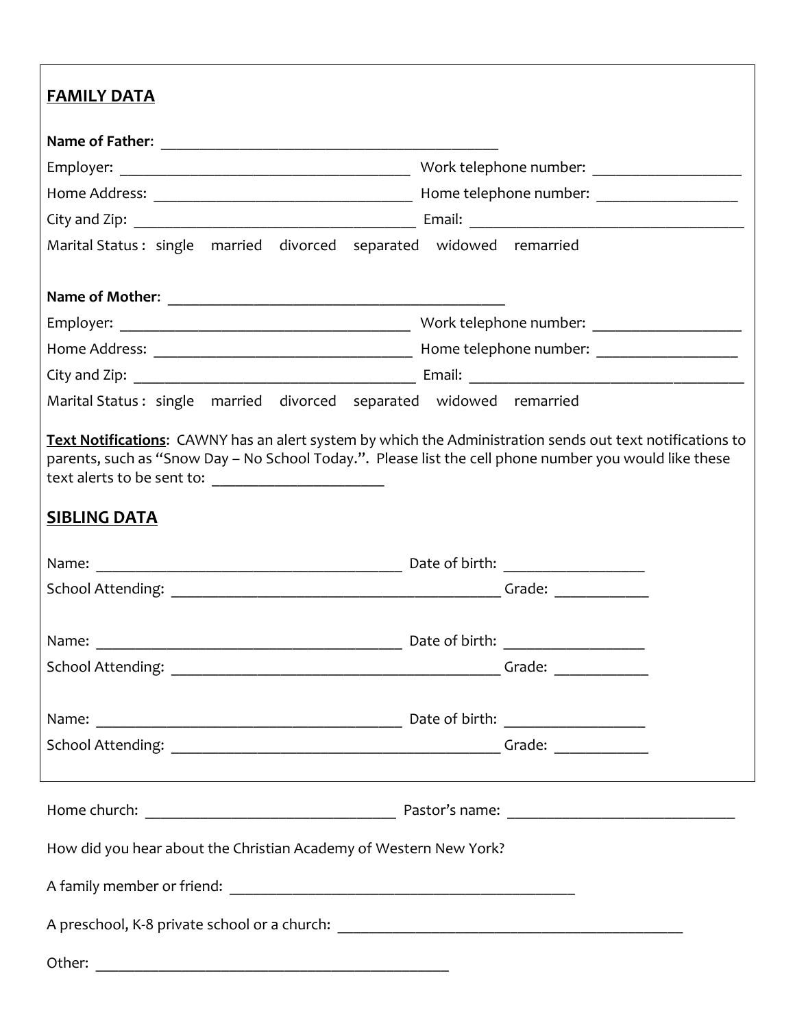## FAMILY DATA

**Name of Father**: ____________________________________________

Employer: ______________________________________ Work telephone number: ___________________

Home Address: __________________________________ Home telephone number: _________________

City and Zip: _____________________________________ Email: ____________________________________

Marital Status : single married divorced separated widowed remarried

**Name of Mother**: ____________________________________________

Employer: ______________________________________ Work telephone number: ___________________

Home Address: __________________________________ Home telephone number: _________________

City and Zip: _____________________________________ Email: ____________________________________

Marital Status : single married divorced separated widowed remarried

**Text Notifications**: CAWNY has an alert system by which the Administration sends out text notifications to parents, such as "Snow Day – No School Today.". Please list the cell phone number you would like these text alerts to be sent to: ______________________

## SIBLING DATA

Name: ________________________________________ Date of birth: __________________

School Attending: ____________________________________________ Grade: ____________

Name: ________________________________________ Date of birth: __________________

School Attending: ____________________________________________ Grade: ____________

Name: ________________________________________ Date of birth: __________________

School Attending: ____________________________________________ Grade: ____________

Home church: _________________________________ Pastor's name: ______________________________

How did you hear about the Christian Academy of Western New York?

A family member or friend: ______________________________________________

A preschool, K-8 private school or a church: ______________________________________________

Other: _______________________________________________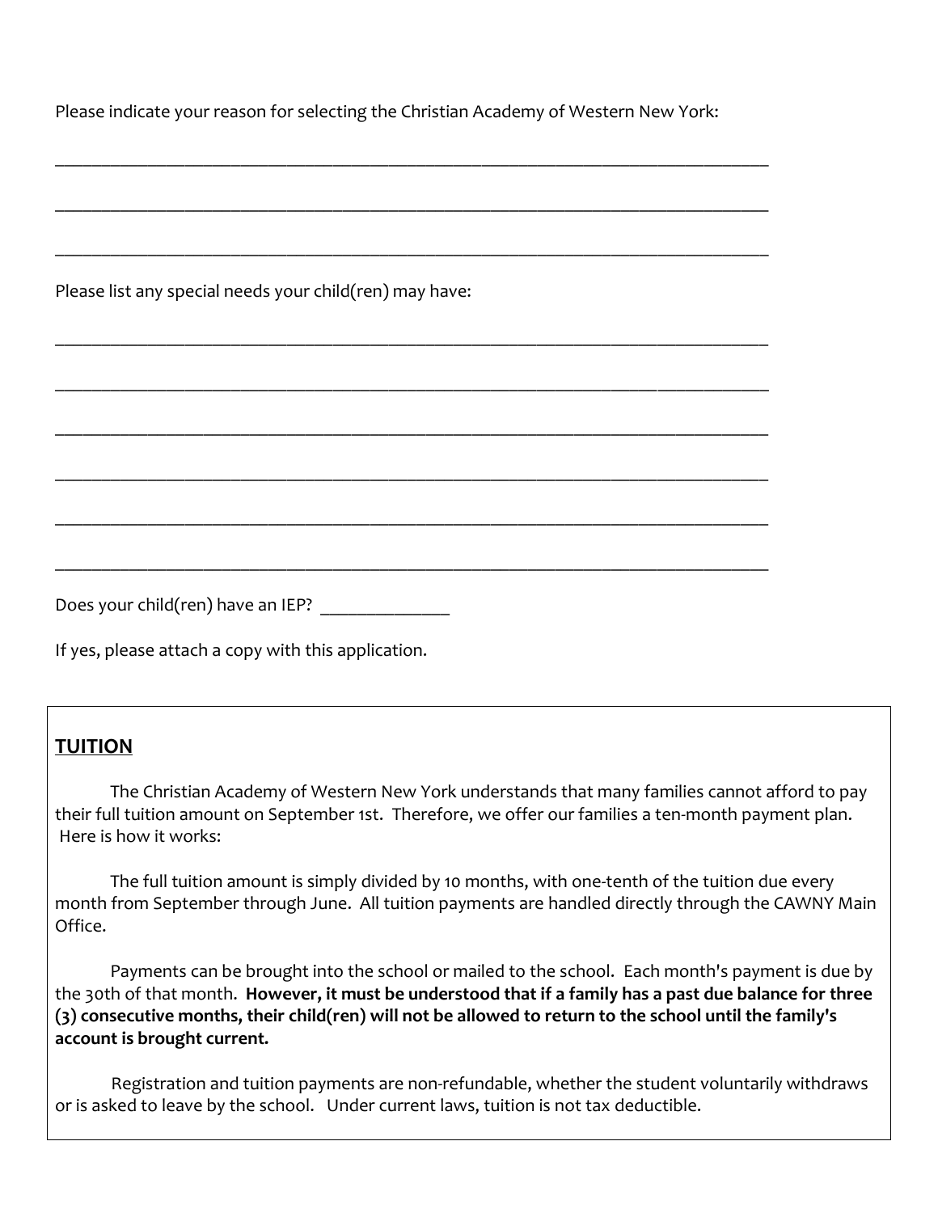Please indicate your reason for selecting the Christian Academy of Western New York:

_______________________________________________________________________________

_______________________________________________________________________________

_______________________________________________________________________________

Please list any special needs your child(ren) may have:

_______________________________________________________________________________

_______________________________________________________________________________

_______________________________________________________________________________

_______________________________________________________________________________

_______________________________________________________________________________

_______________________________________________________________________________

Does your child(ren) have an IEP? ______________

If yes, please attach a copy with this application.

## TUITION

The Christian Academy of Western New York understands that many families cannot afford to pay their full tuition amount on September 1st. Therefore, we offer our families a ten-month payment plan. Here is how it works:

The full tuition amount is simply divided by 10 months, with one-tenth of the tuition due every month from September through June. All tuition payments are handled directly through the CAWNY Main Office.

Payments can be brought into the school or mailed to the school. Each month's payment is due by the 30th of that month. **However, it must be understood that if a family has a past due balance for three (3) consecutive months, their child(ren) will not be allowed to return to the school until the family's account is brought current.**

Registration and tuition payments are non-refundable, whether the student voluntarily withdraws or is asked to leave by the school. Under current laws, tuition is not tax deductible.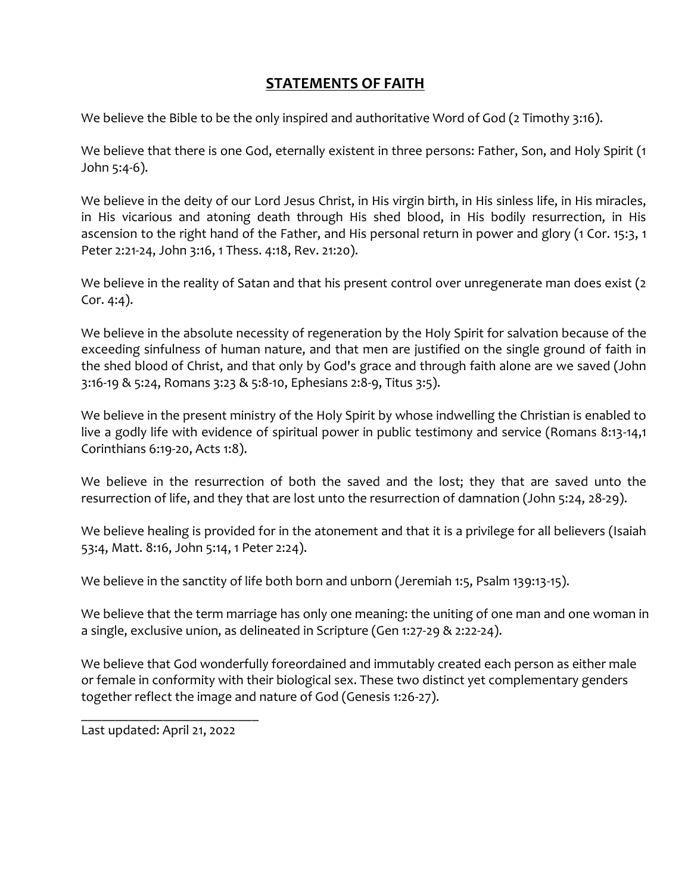## **STATEMENTS OF FAITH**

We believe the Bible to be the only inspired and authoritative Word of God (2 Timothy 3:16).

We believe that there is one God, eternally existent in three persons: Father, Son, and Holy Spirit (1 John 5:4-6).

We believe in the deity of our Lord Jesus Christ, in His virgin birth, in His sinless life, in His miracles, in His vicarious and atoning death through His shed blood, in His bodily resurrection, in His ascension to the right hand of the Father, and His personal return in power and glory (1 Cor. 15:3, 1 Peter 2:21-24, John 3:16, 1 Thess. 4:18, Rev. 21:20).

We believe in the reality of Satan and that his present control over unregenerate man does exist (2 Cor. 4:4).

We believe in the absolute necessity of regeneration by the Holy Spirit for salvation because of the exceeding sinfulness of human nature, and that men are justified on the single ground of faith in the shed blood of Christ, and that only by God's grace and through faith alone are we saved (John 3:16-19 & 5:24, Romans 3:23 & 5:8-10, Ephesians 2:8-9, Titus 3:5).

We believe in the present ministry of the Holy Spirit by whose indwelling the Christian is enabled to live a godly life with evidence of spiritual power in public testimony and service (Romans 8:13-14,1 Corinthians 6:19-20, Acts 1:8).

We believe in the resurrection of both the saved and the lost; they that are saved unto the resurrection of life, and they that are lost unto the resurrection of damnation (John 5:24, 28-29).

We believe healing is provided for in the atonement and that it is a privilege for all believers (Isaiah 53:4, Matt. 8:16, John 5:14, 1 Peter 2:24).

We believe in the sanctity of life both born and unborn (Jeremiah 1:5, Psalm 139:13-15).

We believe that the term marriage has only one meaning: the uniting of one man and one woman in a single, exclusive union, as delineated in Scripture (Gen 1:27-29 & 2:22-24).

We believe that God wonderfully foreordained and immutably created each person as either male or female in conformity with their biological sex. These two distinct yet complementary genders together reflect the image and nature of God (Genesis 1:26-27).

---

Last updated: April 21, 2022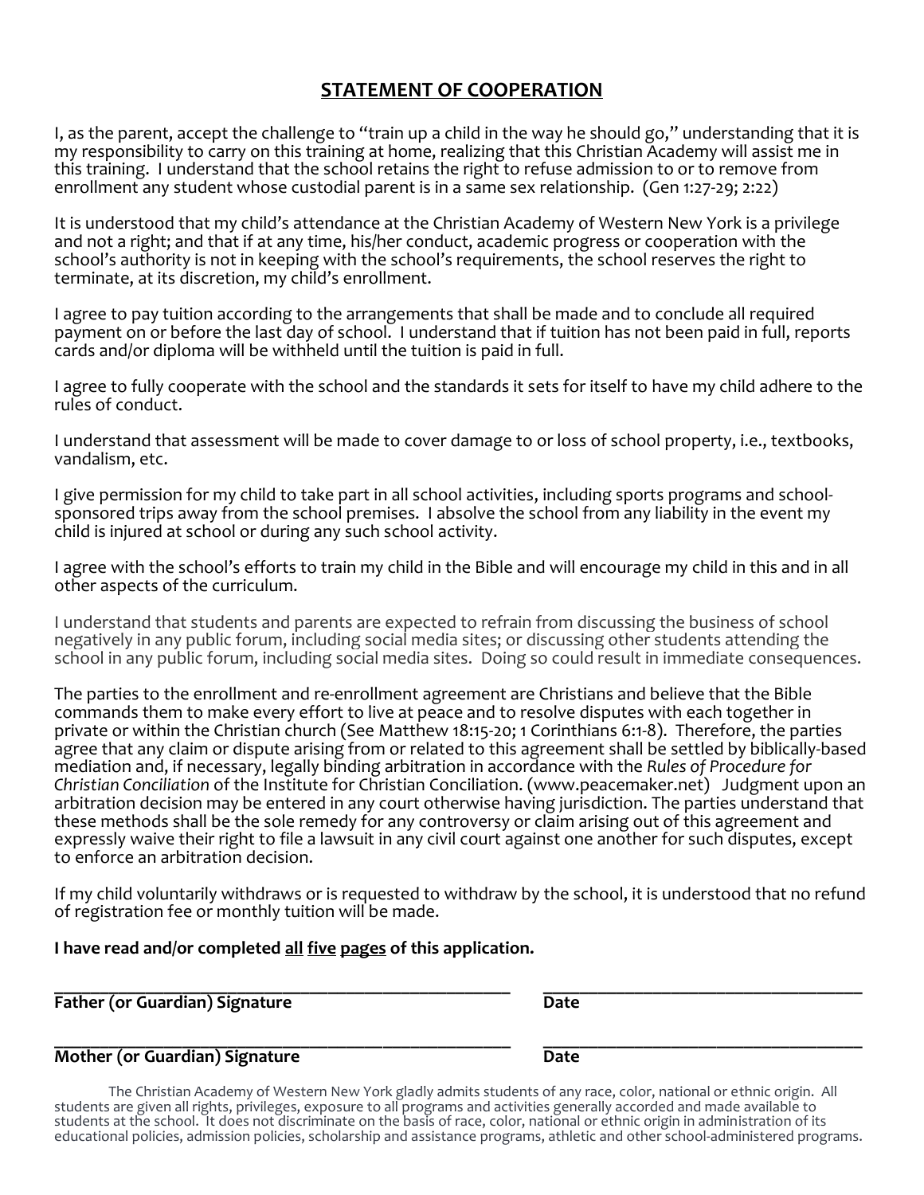## STATEMENT OF COOPERATION

I, as the parent, accept the challenge to "train up a child in the way he should go," understanding that it is my responsibility to carry on this training at home, realizing that this Christian Academy will assist me in this training. I understand that the school retains the right to refuse admission to or to remove from enrollment any student whose custodial parent is in a same sex relationship. (Gen 1:27-29; 2:22)

It is understood that my child's attendance at the Christian Academy of Western New York is a privilege and not a right; and that if at any time, his/her conduct, academic progress or cooperation with the school's authority is not in keeping with the school's requirements, the school reserves the right to terminate, at its discretion, my child's enrollment.

I agree to pay tuition according to the arrangements that shall be made and to conclude all required payment on or before the last day of school. I understand that if tuition has not been paid in full, reports cards and/or diploma will be withheld until the tuition is paid in full.

I agree to fully cooperate with the school and the standards it sets for itself to have my child adhere to the rules of conduct.

I understand that assessment will be made to cover damage to or loss of school property, i.e., textbooks, vandalism, etc.

I give permission for my child to take part in all school activities, including sports programs and school-sponsored trips away from the school premises. I absolve the school from any liability in the event my child is injured at school or during any such school activity.

I agree with the school's efforts to train my child in the Bible and will encourage my child in this and in all other aspects of the curriculum.

I understand that students and parents are expected to refrain from discussing the business of school negatively in any public forum, including social media sites; or discussing other students attending the school in any public forum, including social media sites. Doing so could result in immediate consequences.

The parties to the enrollment and re-enrollment agreement are Christians and believe that the Bible commands them to make every effort to live at peace and to resolve disputes with each together in private or within the Christian church (See Matthew 18:15-20; 1 Corinthians 6:1-8). Therefore, the parties agree that any claim or dispute arising from or related to this agreement shall be settled by biblically-based mediation and, if necessary, legally binding arbitration in accordance with the *Rules of Procedure for Christian Conciliation* of the Institute for Christian Conciliation. (www.peacemaker.net) Judgment upon an arbitration decision may be entered in any court otherwise having jurisdiction. The parties understand that these methods shall be the sole remedy for any controversy or claim arising out of this agreement and expressly waive their right to file a lawsuit in any civil court against one another for such disputes, except to enforce an arbitration decision.

If my child voluntarily withdraws or is requested to withdraw by the school, it is understood that no refund of registration fee or monthly tuition will be made.

**I have read and/or completed <u>all</u> <u>five</u> <u>pages</u> of this application.**

\_\_\_\_\_\_\_\_\_\_\_\_\_\_\_\_\_\_\_\_\_\_\_\_\_\_\_\_\_\_\_\_\_\_\_\_\_\_\_\_\_\_\_\_ \_\_\_\_\_\_\_\_\_\_\_\_\_\_\_\_\_\_\_\_\_\_\_\_\_\_\_\_\_\_
**Father (or Guardian) Signature** **Date**

\_\_\_\_\_\_\_\_\_\_\_\_\_\_\_\_\_\_\_\_\_\_\_\_\_\_\_\_\_\_\_\_\_\_\_\_\_\_\_\_\_\_\_\_ \_\_\_\_\_\_\_\_\_\_\_\_\_\_\_\_\_\_\_\_\_\_\_\_\_\_\_\_\_\_
**Mother (or Guardian) Signature** **Date**

The Christian Academy of Western New York gladly admits students of any race, color, national or ethnic origin. All students are given all rights, privileges, exposure to all programs and activities generally accorded and made available to students at the school. It does not discriminate on the basis of race, color, national or ethnic origin in administration of its educational policies, admission policies, scholarship and assistance programs, athletic and other school-administered programs.